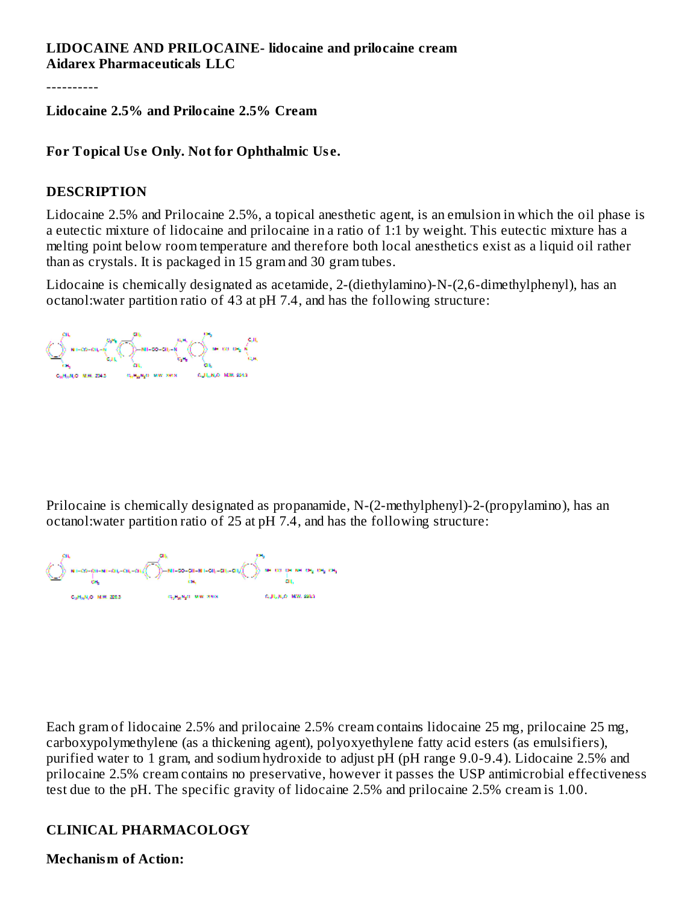**LIDOCAINE AND PRILOCAINE- lidocaine and prilocaine cream**
**Aidarex Pharmaceuticals LLC**

----------

**Lidocaine 2.5% and Prilocaine 2.5% Cream**

**For Topical Use Only. Not for Ophthalmic Use.**

## DESCRIPTION

Lidocaine 2.5% and Prilocaine 2.5%, a topical anesthetic agent, is an emulsion in which the oil phase is a eutectic mixture of lidocaine and prilocaine in a ratio of 1:1 by weight. This eutectic mixture has a melting point below room temperature and therefore both local anesthetics exist as a liquid oil rather than as crystals. It is packaged in 15 gram and 30 gram tubes.

Lidocaine is chemically designated as acetamide, 2-(diethylamino)-N-(2,6-dimethylphenyl), has an octanol:water partition ratio of 43 at pH 7.4, and has the following structure:

Prilocaine is chemically designated as propanamide, N-(2-methylphenyl)-2-(propylamino), has an octanol:water partition ratio of 25 at pH 7.4, and has the following structure:

Each gram of lidocaine 2.5% and prilocaine 2.5% cream contains lidocaine 25 mg, prilocaine 25 mg, carboxypolymethylene (as a thickening agent), polyoxyethylene fatty acid esters (as emulsifiers), purified water to 1 gram, and sodium hydroxide to adjust pH (pH range 9.0-9.4). Lidocaine 2.5% and prilocaine 2.5% cream contains no preservative, however it passes the USP antimicrobial effectiveness test due to the pH. The specific gravity of lidocaine 2.5% and prilocaine 2.5% cream is 1.00.

## CLINICAL PHARMACOLOGY

**Mechanism of Action:**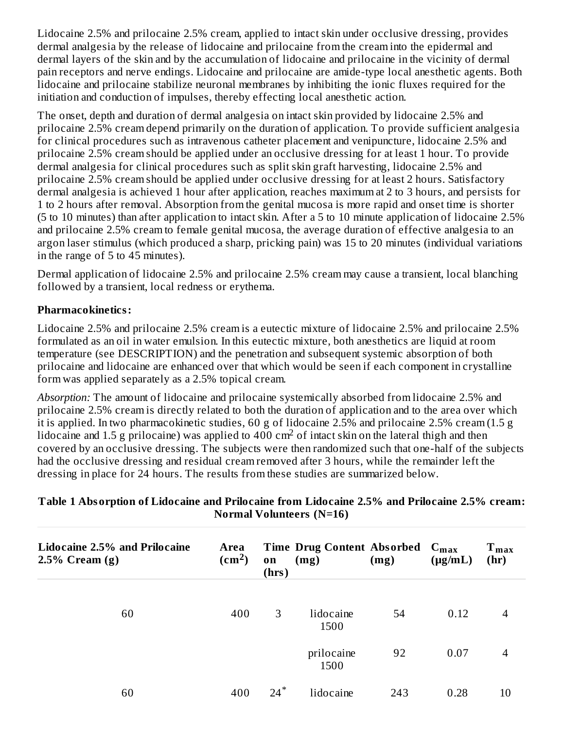Lidocaine 2.5% and prilocaine 2.5% cream, applied to intact skin under occlusive dressing, provides dermal analgesia by the release of lidocaine and prilocaine from the cream into the epidermal and dermal layers of the skin and by the accumulation of lidocaine and prilocaine in the vicinity of dermal pain receptors and nerve endings. Lidocaine and prilocaine are amide-type local anesthetic agents. Both lidocaine and prilocaine stabilize neuronal membranes by inhibiting the ionic fluxes required for the initiation and conduction of impulses, thereby effecting local anesthetic action.

The onset, depth and duration of dermal analgesia on intact skin provided by lidocaine 2.5% and prilocaine 2.5% cream depend primarily on the duration of application. To provide sufficient analgesia for clinical procedures such as intravenous catheter placement and venipuncture, lidocaine 2.5% and prilocaine 2.5% cream should be applied under an occlusive dressing for at least 1 hour. To provide dermal analgesia for clinical procedures such as split skin graft harvesting, lidocaine 2.5% and prilocaine 2.5% cream should be applied under occlusive dressing for at least 2 hours. Satisfactory dermal analgesia is achieved 1 hour after application, reaches maximum at 2 to 3 hours, and persists for 1 to 2 hours after removal. Absorption from the genital mucosa is more rapid and onset time is shorter (5 to 10 minutes) than after application to intact skin. After a 5 to 10 minute application of lidocaine 2.5% and prilocaine 2.5% cream to female genital mucosa, the average duration of effective analgesia to an argon laser stimulus (which produced a sharp, pricking pain) was 15 to 20 minutes (individual variations in the range of 5 to 45 minutes).

Dermal application of lidocaine 2.5% and prilocaine 2.5% cream may cause a transient, local blanching followed by a transient, local redness or erythema.

**Pharmacokinetics:**

Lidocaine 2.5% and prilocaine 2.5% cream is a eutectic mixture of lidocaine 2.5% and prilocaine 2.5% formulated as an oil in water emulsion. In this eutectic mixture, both anesthetics are liquid at room temperature (see DESCRIPTION) and the penetration and subsequent systemic absorption of both prilocaine and lidocaine are enhanced over that which would be seen if each component in crystalline form was applied separately as a 2.5% topical cream.

*Absorption:* The amount of lidocaine and prilocaine systemically absorbed from lidocaine 2.5% and prilocaine 2.5% cream is directly related to both the duration of application and to the area over which it is applied. In two pharmacokinetic studies, 60 g of lidocaine 2.5% and prilocaine 2.5% cream (1.5 g lidocaine and 1.5 g prilocaine) was applied to 400 $cm^2$ of intact skin on the lateral thigh and then covered by an occlusive dressing. The subjects were then randomized such that one-half of the subjects had the occlusive dressing and residual cream removed after 3 hours, while the remainder left the dressing in place for 24 hours. The results from these studies are summarized below.

**Table 1 Absorption of Lidocaine and Prilocaine from Lidocaine 2.5% and Prilocaine 2.5% cream: Normal Volunteers (N=16)**

| Lidocaine 2.5% and Prilocaine 2.5% Cream (g) | Area ($cm^2$) | Time on (hrs) | Drug Content (mg) | Absorbed (mg) | $C_{max}$ (μg/mL) | $T_{max}$ (hr) |
|---|---|---|---|---|---|---|
| 60 | 400 | 3 | lidocaine 1500 | 54 | 0.12 | 4 |
| | | | prilocaine 1500 | 92 | 0.07 | 4 |
| 60 | 400 | 24* | lidocaine | 243 | 0.28 | 10 |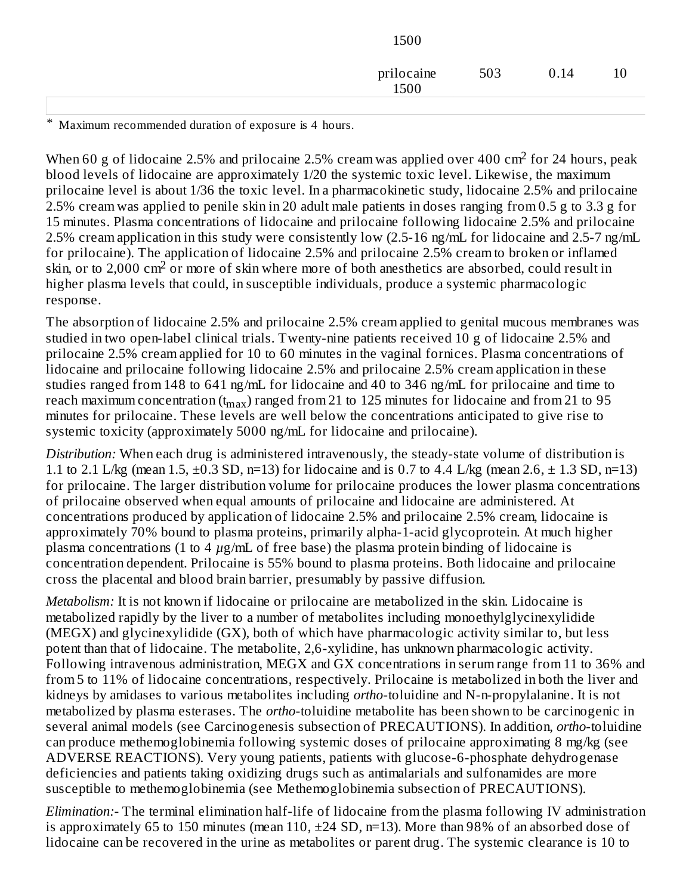| | | | | |
|---|---|---|---|---|
| | 1500 | | | |
| | prilocaine 1500 | 503 | 0.14 | 10 |

\* Maximum recommended duration of exposure is 4 hours.

When 60 g of lidocaine 2.5% and prilocaine 2.5% cream was applied over 400 $cm^2$ for 24 hours, peak blood levels of lidocaine are approximately 1/20 the systemic toxic level. Likewise, the maximum prilocaine level is about 1/36 the toxic level. In a pharmacokinetic study, lidocaine 2.5% and prilocaine 2.5% cream was applied to penile skin in 20 adult male patients in doses ranging from 0.5 g to 3.3 g for 15 minutes. Plasma concentrations of lidocaine and prilocaine following lidocaine 2.5% and prilocaine 2.5% cream application in this study were consistently low (2.5-16 ng/mL for lidocaine and 2.5-7 ng/mL for prilocaine). The application of lidocaine 2.5% and prilocaine 2.5% cream to broken or inflamed skin, or to 2,000 $cm^2$ or more of skin where more of both anesthetics are absorbed, could result in higher plasma levels that could, in susceptible individuals, produce a systemic pharmacologic response.

The absorption of lidocaine 2.5% and prilocaine 2.5% cream applied to genital mucous membranes was studied in two open-label clinical trials. Twenty-nine patients received 10 g of lidocaine 2.5% and prilocaine 2.5% cream applied for 10 to 60 minutes in the vaginal fornices. Plasma concentrations of lidocaine and prilocaine following lidocaine 2.5% and prilocaine 2.5% cream application in these studies ranged from 148 to 641 ng/mL for lidocaine and 40 to 346 ng/mL for prilocaine and time to reach maximum concentration ($t_{max}$) ranged from 21 to 125 minutes for lidocaine and from 21 to 95 minutes for prilocaine. These levels are well below the concentrations anticipated to give rise to systemic toxicity (approximately 5000 ng/mL for lidocaine and prilocaine).

*Distribution:* When each drug is administered intravenously, the steady-state volume of distribution is 1.1 to 2.1 L/kg (mean 1.5, ±0.3 SD, n=13) for lidocaine and is 0.7 to 4.4 L/kg (mean 2.6, ± 1.3 SD, n=13) for prilocaine. The larger distribution volume for prilocaine produces the lower plasma concentrations of prilocaine observed when equal amounts of prilocaine and lidocaine are administered. At concentrations produced by application of lidocaine 2.5% and prilocaine 2.5% cream, lidocaine is approximately 70% bound to plasma proteins, primarily alpha-1-acid glycoprotein. At much higher plasma concentrations (1 to 4 $\mu$g/mL of free base) the plasma protein binding of lidocaine is concentration dependent. Prilocaine is 55% bound to plasma proteins. Both lidocaine and prilocaine cross the placental and blood brain barrier, presumably by passive diffusion.

*Metabolism:* It is not known if lidocaine or prilocaine are metabolized in the skin. Lidocaine is metabolized rapidly by the liver to a number of metabolites including monoethylglycinexylidide (MEGX) and glycinexylidide (GX), both of which have pharmacologic activity similar to, but less potent than that of lidocaine. The metabolite, 2,6-xylidine, has unknown pharmacologic activity. Following intravenous administration, MEGX and GX concentrations in serum range from 11 to 36% and from 5 to 11% of lidocaine concentrations, respectively. Prilocaine is metabolized in both the liver and kidneys by amidases to various metabolites including *ortho*-toluidine and N-n-propylalanine. It is not metabolized by plasma esterases. The *ortho*-toluidine metabolite has been shown to be carcinogenic in several animal models (see Carcinogenesis subsection of PRECAUTIONS). In addition, *ortho*-toluidine can produce methemoglobinemia following systemic doses of prilocaine approximating 8 mg/kg (see ADVERSE REACTIONS). Very young patients, patients with glucose-6-phosphate dehydrogenase deficiencies and patients taking oxidizing drugs such as antimalarials and sulfonamides are more susceptible to methemoglobinemia (see Methemoglobinemia subsection of PRECAUTIONS).

*Elimination:*- The terminal elimination half-life of lidocaine from the plasma following IV administration is approximately 65 to 150 minutes (mean 110, ±24 SD, n=13). More than 98% of an absorbed dose of lidocaine can be recovered in the urine as metabolites or parent drug. The systemic clearance is 10 to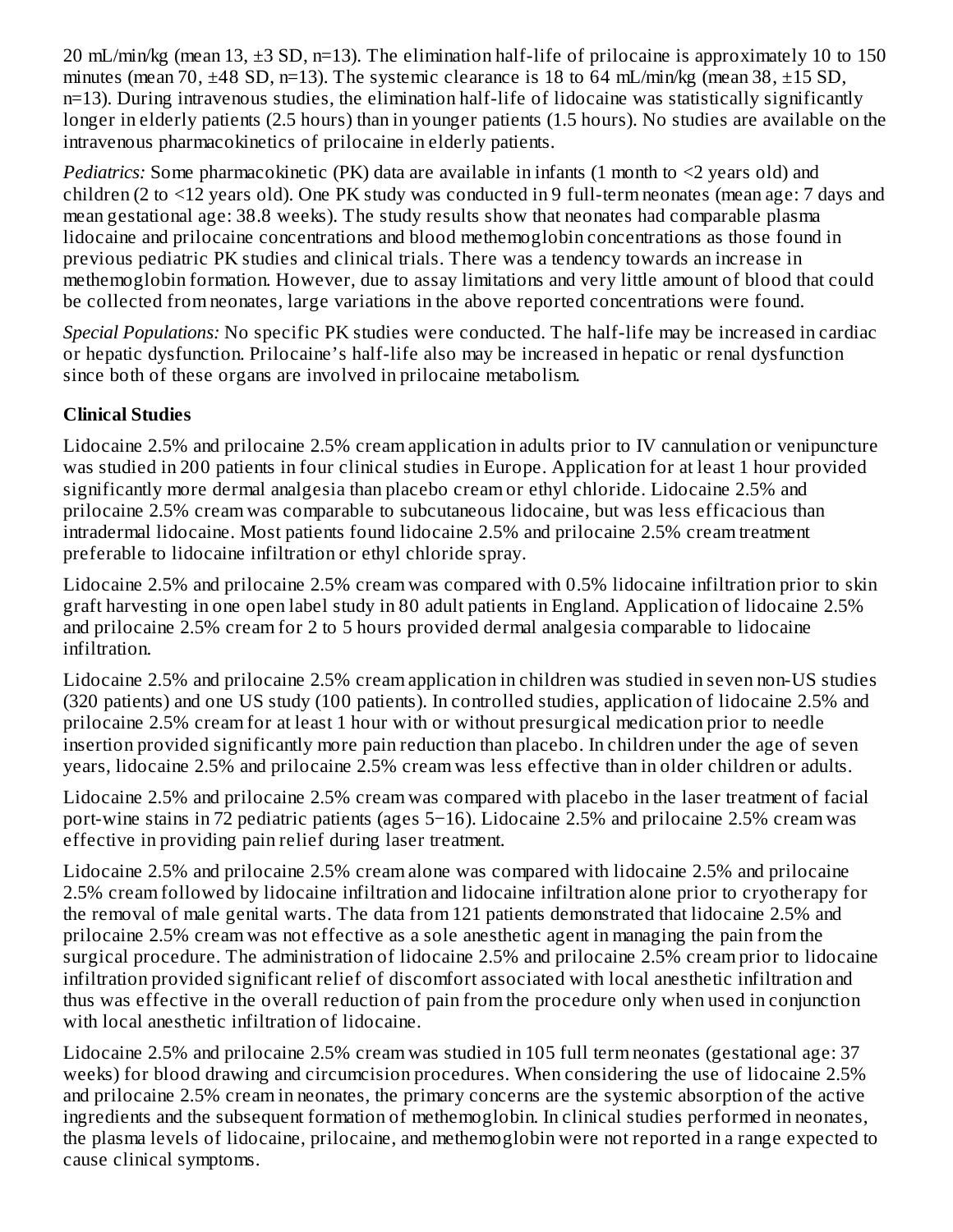20 mL/min/kg (mean 13, ±3 SD, n=13). The elimination half-life of prilocaine is approximately 10 to 150 minutes (mean 70, ±48 SD, n=13). The systemic clearance is 18 to 64 mL/min/kg (mean 38, ±15 SD, n=13). During intravenous studies, the elimination half-life of lidocaine was statistically significantly longer in elderly patients (2.5 hours) than in younger patients (1.5 hours). No studies are available on the intravenous pharmacokinetics of prilocaine in elderly patients.

*Pediatrics:* Some pharmacokinetic (PK) data are available in infants (1 month to <2 years old) and children (2 to <12 years old). One PK study was conducted in 9 full-term neonates (mean age: 7 days and mean gestational age: 38.8 weeks). The study results show that neonates had comparable plasma lidocaine and prilocaine concentrations and blood methemoglobin concentrations as those found in previous pediatric PK studies and clinical trials. There was a tendency towards an increase in methemoglobin formation. However, due to assay limitations and very little amount of blood that could be collected from neonates, large variations in the above reported concentrations were found.

*Special Populations:* No specific PK studies were conducted. The half-life may be increased in cardiac or hepatic dysfunction. Prilocaine's half-life also may be increased in hepatic or renal dysfunction since both of these organs are involved in prilocaine metabolism.

## Clinical Studies

Lidocaine 2.5% and prilocaine 2.5% cream application in adults prior to IV cannulation or venipuncture was studied in 200 patients in four clinical studies in Europe. Application for at least 1 hour provided significantly more dermal analgesia than placebo cream or ethyl chloride. Lidocaine 2.5% and prilocaine 2.5% cream was comparable to subcutaneous lidocaine, but was less efficacious than intradermal lidocaine. Most patients found lidocaine 2.5% and prilocaine 2.5% cream treatment preferable to lidocaine infiltration or ethyl chloride spray.

Lidocaine 2.5% and prilocaine 2.5% cream was compared with 0.5% lidocaine infiltration prior to skin graft harvesting in one open label study in 80 adult patients in England. Application of lidocaine 2.5% and prilocaine 2.5% cream for 2 to 5 hours provided dermal analgesia comparable to lidocaine infiltration.

Lidocaine 2.5% and prilocaine 2.5% cream application in children was studied in seven non-US studies (320 patients) and one US study (100 patients). In controlled studies, application of lidocaine 2.5% and prilocaine 2.5% cream for at least 1 hour with or without presurgical medication prior to needle insertion provided significantly more pain reduction than placebo. In children under the age of seven years, lidocaine 2.5% and prilocaine 2.5% cream was less effective than in older children or adults.

Lidocaine 2.5% and prilocaine 2.5% cream was compared with placebo in the laser treatment of facial port-wine stains in 72 pediatric patients (ages 5−16). Lidocaine 2.5% and prilocaine 2.5% cream was effective in providing pain relief during laser treatment.

Lidocaine 2.5% and prilocaine 2.5% cream alone was compared with lidocaine 2.5% and prilocaine 2.5% cream followed by lidocaine infiltration and lidocaine infiltration alone prior to cryotherapy for the removal of male genital warts. The data from 121 patients demonstrated that lidocaine 2.5% and prilocaine 2.5% cream was not effective as a sole anesthetic agent in managing the pain from the surgical procedure. The administration of lidocaine 2.5% and prilocaine 2.5% cream prior to lidocaine infiltration provided significant relief of discomfort associated with local anesthetic infiltration and thus was effective in the overall reduction of pain from the procedure only when used in conjunction with local anesthetic infiltration of lidocaine.

Lidocaine 2.5% and prilocaine 2.5% cream was studied in 105 full term neonates (gestational age: 37 weeks) for blood drawing and circumcision procedures. When considering the use of lidocaine 2.5% and prilocaine 2.5% cream in neonates, the primary concerns are the systemic absorption of the active ingredients and the subsequent formation of methemoglobin. In clinical studies performed in neonates, the plasma levels of lidocaine, prilocaine, and methemoglobin were not reported in a range expected to cause clinical symptoms.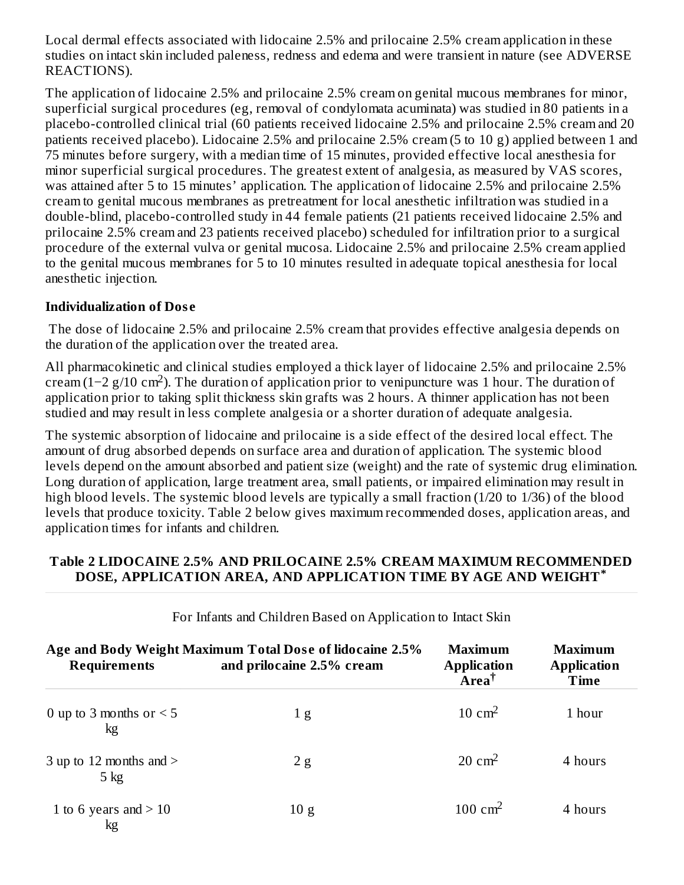Local dermal effects associated with lidocaine 2.5% and prilocaine 2.5% cream application in these studies on intact skin included paleness, redness and edema and were transient in nature (see ADVERSE REACTIONS).

The application of lidocaine 2.5% and prilocaine 2.5% cream on genital mucous membranes for minor, superficial surgical procedures (eg, removal of condylomata acuminata) was studied in 80 patients in a placebo-controlled clinical trial (60 patients received lidocaine 2.5% and prilocaine 2.5% cream and 20 patients received placebo). Lidocaine 2.5% and prilocaine 2.5% cream (5 to 10 g) applied between 1 and 75 minutes before surgery, with a median time of 15 minutes, provided effective local anesthesia for minor superficial surgical procedures. The greatest extent of analgesia, as measured by VAS scores, was attained after 5 to 15 minutes' application. The application of lidocaine 2.5% and prilocaine 2.5% cream to genital mucous membranes as pretreatment for local anesthetic infiltration was studied in a double-blind, placebo-controlled study in 44 female patients (21 patients received lidocaine 2.5% and prilocaine 2.5% cream and 23 patients received placebo) scheduled for infiltration prior to a surgical procedure of the external vulva or genital mucosa. Lidocaine 2.5% and prilocaine 2.5% cream applied to the genital mucous membranes for 5 to 10 minutes resulted in adequate topical anesthesia for local anesthetic injection.

### Individualization of Dose

The dose of lidocaine 2.5% and prilocaine 2.5% cream that provides effective analgesia depends on the duration of the application over the treated area.

All pharmacokinetic and clinical studies employed a thick layer of lidocaine 2.5% and prilocaine 2.5% cream (1−2 g/10 $cm^2$). The duration of application prior to venipuncture was 1 hour. The duration of application prior to taking split thickness skin grafts was 2 hours. A thinner application has not been studied and may result in less complete analgesia or a shorter duration of adequate analgesia.

The systemic absorption of lidocaine and prilocaine is a side effect of the desired local effect. The amount of drug absorbed depends on surface area and duration of application. The systemic blood levels depend on the amount absorbed and patient size (weight) and the rate of systemic drug elimination. Long duration of application, large treatment area, small patients, or impaired elimination may result in high blood levels. The systemic blood levels are typically a small fraction (1/20 to 1/36) of the blood levels that produce toxicity. Table 2 below gives maximum recommended doses, application areas, and application times for infants and children.

**Table 2 LIDOCAINE 2.5% AND PRILOCAINE 2.5% CREAM MAXIMUM RECOMMENDED DOSE, APPLICATION AREA, AND APPLICATION TIME BY AGE AND WEIGHT***

For Infants and Children Based on Application to Intact Skin

| Age and Body Weight Requirements | Maximum Total Dose of lidocaine 2.5% and prilocaine 2.5% cream | Maximum Application Area† | Maximum Application Time |
|---|---|---|---|
| 0 up to 3 months or < 5 kg | 1 g | 10 $cm^2$ | 1 hour |
| 3 up to 12 months and > 5 kg | 2 g | 20 $cm^2$ | 4 hours |
| 1 to 6 years and > 10 kg | 10 g | 100 $cm^2$ | 4 hours |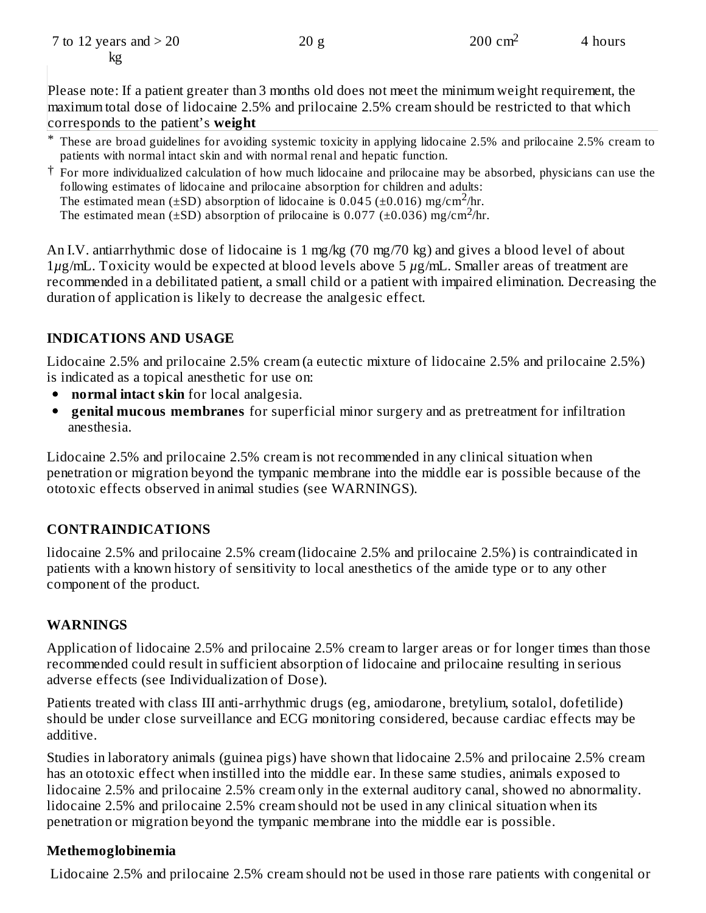| 7 to 12 years and > 20 kg | 20 g | 200 $cm^2$ | 4 hours |
|---|---|---|---|

Please note: If a patient greater than 3 months old does not meet the minimum weight requirement, the maximum total dose of lidocaine 2.5% and prilocaine 2.5% cream should be restricted to that which corresponds to the patient's **weight**

\* These are broad guidelines for avoiding systemic toxicity in applying lidocaine 2.5% and prilocaine 2.5% cream to patients with normal intact skin and with normal renal and hepatic function.

† For more individualized calculation of how much lidocaine and prilocaine may be absorbed, physicians can use the following estimates of lidocaine and prilocaine absorption for children and adults:
The estimated mean (±SD) absorption of lidocaine is 0.045 (±0.016) mg/$cm^2$/hr.
The estimated mean (±SD) absorption of prilocaine is 0.077 (±0.036) mg/$cm^2$/hr.

An I.V. antiarrhythmic dose of lidocaine is 1 mg/kg (70 mg/70 kg) and gives a blood level of about 1$\mu$g/mL. Toxicity would be expected at blood levels above 5 $\mu$g/mL. Smaller areas of treatment are recommended in a debilitated patient, a small child or a patient with impaired elimination. Decreasing the duration of application is likely to decrease the analgesic effect.

## INDICATIONS AND USAGE

Lidocaine 2.5% and prilocaine 2.5% cream (a eutectic mixture of lidocaine 2.5% and prilocaine 2.5%) is indicated as a topical anesthetic for use on:

- **normal intact skin** for local analgesia.
- **genital mucous membranes** for superficial minor surgery and as pretreatment for infiltration anesthesia.

Lidocaine 2.5% and prilocaine 2.5% cream is not recommended in any clinical situation when penetration or migration beyond the tympanic membrane into the middle ear is possible because of the ototoxic effects observed in animal studies (see WARNINGS).

## CONTRAINDICATIONS

lidocaine 2.5% and prilocaine 2.5% cream (lidocaine 2.5% and prilocaine 2.5%) is contraindicated in patients with a known history of sensitivity to local anesthetics of the amide type or to any other component of the product.

## WARNINGS

Application of lidocaine 2.5% and prilocaine 2.5% cream to larger areas or for longer times than those recommended could result in sufficient absorption of lidocaine and prilocaine resulting in serious adverse effects (see Individualization of Dose).

Patients treated with class III anti-arrhythmic drugs (eg, amiodarone, bretylium, sotalol, dofetilide) should be under close surveillance and ECG monitoring considered, because cardiac effects may be additive.

Studies in laboratory animals (guinea pigs) have shown that lidocaine 2.5% and prilocaine 2.5% cream has an ototoxic effect when instilled into the middle ear. In these same studies, animals exposed to lidocaine 2.5% and prilocaine 2.5% cream only in the external auditory canal, showed no abnormality. lidocaine 2.5% and prilocaine 2.5% cream should not be used in any clinical situation when its penetration or migration beyond the tympanic membrane into the middle ear is possible.

### Methemoglobinemia

Lidocaine 2.5% and prilocaine 2.5% cream should not be used in those rare patients with congenital or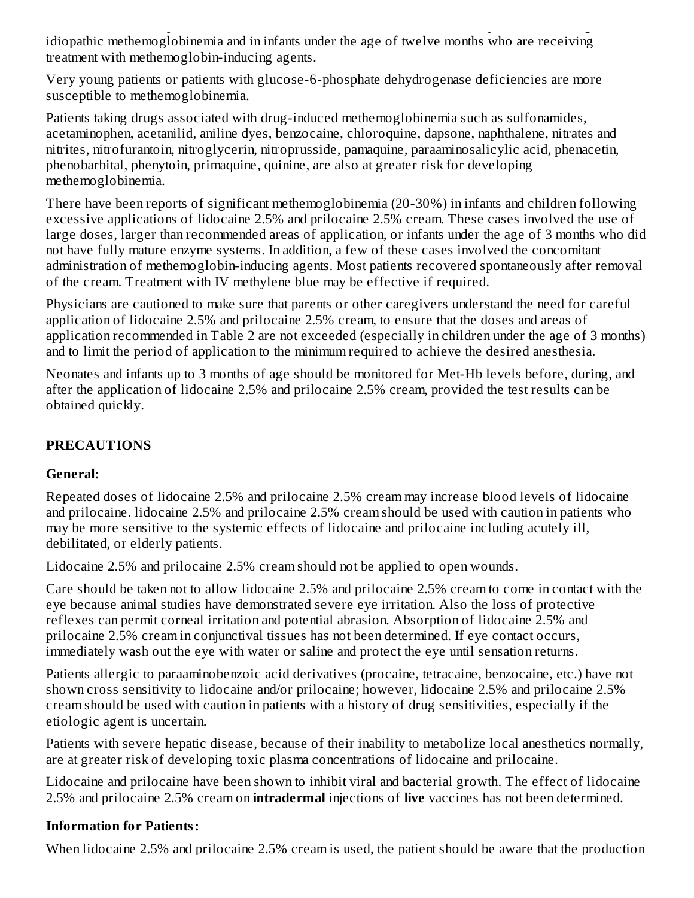idiopathic methemoglobinemia and in infants under the age of twelve months who are receiving treatment with methemoglobin-inducing agents.

Very young patients or patients with glucose-6-phosphate dehydrogenase deficiencies are more susceptible to methemoglobinemia.

Patients taking drugs associated with drug-induced methemoglobinemia such as sulfonamides, acetaminophen, acetanilid, aniline dyes, benzocaine, chloroquine, dapsone, naphthalene, nitrates and nitrites, nitrofurantoin, nitroglycerin, nitroprusside, pamaquine, paraaminosalicylic acid, phenacetin, phenobarbital, phenytoin, primaquine, quinine, are also at greater risk for developing methemoglobinemia.

There have been reports of significant methemoglobinemia (20-30%) in infants and children following excessive applications of lidocaine 2.5% and prilocaine 2.5% cream. These cases involved the use of large doses, larger than recommended areas of application, or infants under the age of 3 months who did not have fully mature enzyme systems. In addition, a few of these cases involved the concomitant administration of methemoglobin-inducing agents. Most patients recovered spontaneously after removal of the cream. Treatment with IV methylene blue may be effective if required.

Physicians are cautioned to make sure that parents or other caregivers understand the need for careful application of lidocaine 2.5% and prilocaine 2.5% cream, to ensure that the doses and areas of application recommended in Table 2 are not exceeded (especially in children under the age of 3 months) and to limit the period of application to the minimum required to achieve the desired anesthesia.

Neonates and infants up to 3 months of age should be monitored for Met-Hb levels before, during, and after the application of lidocaine 2.5% and prilocaine 2.5% cream, provided the test results can be obtained quickly.

## PRECAUTIONS

### General:

Repeated doses of lidocaine 2.5% and prilocaine 2.5% cream may increase blood levels of lidocaine and prilocaine. lidocaine 2.5% and prilocaine 2.5% cream should be used with caution in patients who may be more sensitive to the systemic effects of lidocaine and prilocaine including acutely ill, debilitated, or elderly patients.

Lidocaine 2.5% and prilocaine 2.5% cream should not be applied to open wounds.

Care should be taken not to allow lidocaine 2.5% and prilocaine 2.5% cream to come in contact with the eye because animal studies have demonstrated severe eye irritation. Also the loss of protective reflexes can permit corneal irritation and potential abrasion. Absorption of lidocaine 2.5% and prilocaine 2.5% cream in conjunctival tissues has not been determined. If eye contact occurs, immediately wash out the eye with water or saline and protect the eye until sensation returns.

Patients allergic to paraaminobenzoic acid derivatives (procaine, tetracaine, benzocaine, etc.) have not shown cross sensitivity to lidocaine and/or prilocaine; however, lidocaine 2.5% and prilocaine 2.5% cream should be used with caution in patients with a history of drug sensitivities, especially if the etiologic agent is uncertain.

Patients with severe hepatic disease, because of their inability to metabolize local anesthetics normally, are at greater risk of developing toxic plasma concentrations of lidocaine and prilocaine.

Lidocaine and prilocaine have been shown to inhibit viral and bacterial growth. The effect of lidocaine 2.5% and prilocaine 2.5% cream on **intradermal** injections of **live** vaccines has not been determined.

### Information for Patients:

When lidocaine 2.5% and prilocaine 2.5% cream is used, the patient should be aware that the production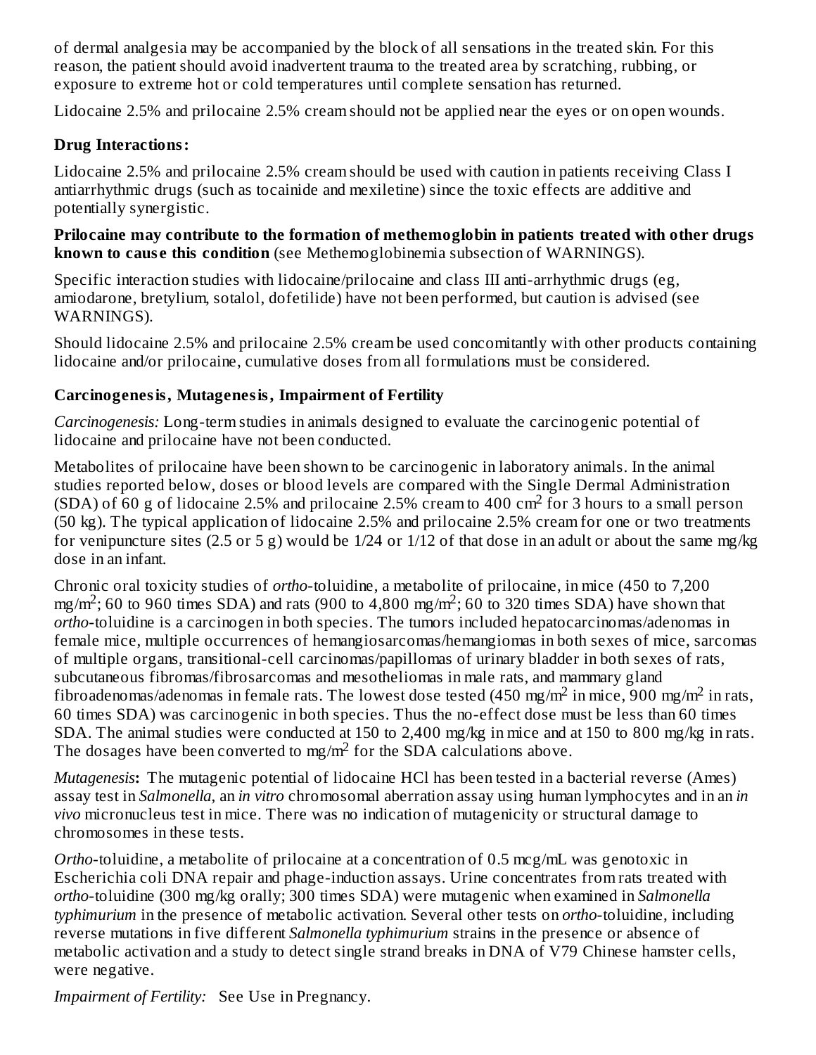of dermal analgesia may be accompanied by the block of all sensations in the treated skin. For this reason, the patient should avoid inadvertent trauma to the treated area by scratching, rubbing, or exposure to extreme hot or cold temperatures until complete sensation has returned.

Lidocaine 2.5% and prilocaine 2.5% cream should not be applied near the eyes or on open wounds.

### Drug Interactions:

Lidocaine 2.5% and prilocaine 2.5% cream should be used with caution in patients receiving Class I antiarrhythmic drugs (such as tocainide and mexiletine) since the toxic effects are additive and potentially synergistic.

**Prilocaine may contribute to the formation of methemoglobin in patients treated with other drugs known to cause this condition** (see Methemoglobinemia subsection of WARNINGS).

Specific interaction studies with lidocaine/prilocaine and class III anti-arrhythmic drugs (eg, amiodarone, bretylium, sotalol, dofetilide) have not been performed, but caution is advised (see WARNINGS).

Should lidocaine 2.5% and prilocaine 2.5% cream be used concomitantly with other products containing lidocaine and/or prilocaine, cumulative doses from all formulations must be considered.

### Carcinogenesis, Mutagenesis, Impairment of Fertility

*Carcinogenesis:* Long-term studies in animals designed to evaluate the carcinogenic potential of lidocaine and prilocaine have not been conducted.

Metabolites of prilocaine have been shown to be carcinogenic in laboratory animals. In the animal studies reported below, doses or blood levels are compared with the Single Dermal Administration (SDA) of 60 g of lidocaine 2.5% and prilocaine 2.5% cream to 400 $cm^2$ for 3 hours to a small person (50 kg). The typical application of lidocaine 2.5% and prilocaine 2.5% cream for one or two treatments for venipuncture sites (2.5 or 5 g) would be 1/24 or 1/12 of that dose in an adult or about the same mg/kg dose in an infant.

Chronic oral toxicity studies of *ortho*-toluidine, a metabolite of prilocaine, in mice (450 to 7,200 $mg/m^2$; 60 to 960 times SDA) and rats (900 to 4,800 $mg/m^2$; 60 to 320 times SDA) have shown that *ortho*-toluidine is a carcinogen in both species. The tumors included hepatocarcinomas/adenomas in female mice, multiple occurrences of hemangiosarcomas/hemangiomas in both sexes of mice, sarcomas of multiple organs, transitional-cell carcinomas/papillomas of urinary bladder in both sexes of rats, subcutaneous fibromas/fibrosarcomas and mesotheliomas in male rats, and mammary gland fibroadenomas/adenomas in female rats. The lowest dose tested (450 $mg/m^2$ in mice, 900 $mg/m^2$ in rats, 60 times SDA) was carcinogenic in both species. Thus the no-effect dose must be less than 60 times SDA. The animal studies were conducted at 150 to 2,400 mg/kg in mice and at 150 to 800 mg/kg in rats. The dosages have been converted to $mg/m^2$ for the SDA calculations above.

*Mutagenesis*: The mutagenic potential of lidocaine HCl has been tested in a bacterial reverse (Ames) assay test in *Salmonella*, an *in vitro* chromosomal aberration assay using human lymphocytes and in an *in vivo* micronucleus test in mice. There was no indication of mutagenicity or structural damage to chromosomes in these tests.

*Ortho*-toluidine, a metabolite of prilocaine at a concentration of 0.5 mcg/mL was genotoxic in Escherichia coli DNA repair and phage-induction assays. Urine concentrates from rats treated with *ortho*-toluidine (300 mg/kg orally; 300 times SDA) were mutagenic when examined in *Salmonella typhimurium* in the presence of metabolic activation. Several other tests on *ortho*-toluidine, including reverse mutations in five different *Salmonella typhimurium* strains in the presence or absence of metabolic activation and a study to detect single strand breaks in DNA of V79 Chinese hamster cells, were negative.

*Impairment of Fertility:* See Use in Pregnancy.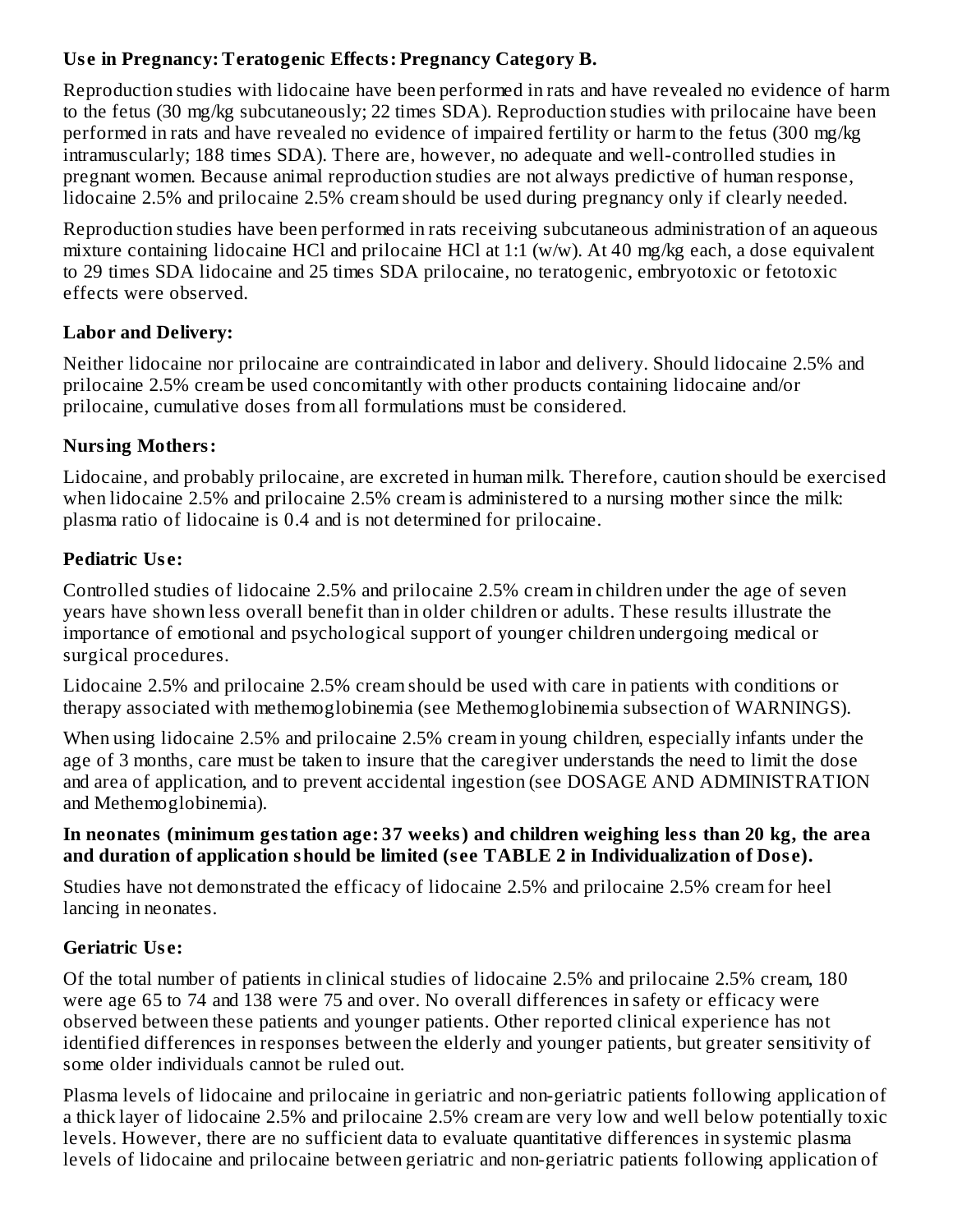**Use in Pregnancy: Teratogenic Effects: Pregnancy Category B.**

Reproduction studies with lidocaine have been performed in rats and have revealed no evidence of harm to the fetus (30 mg/kg subcutaneously; 22 times SDA). Reproduction studies with prilocaine have been performed in rats and have revealed no evidence of impaired fertility or harm to the fetus (300 mg/kg intramuscularly; 188 times SDA). There are, however, no adequate and well-controlled studies in pregnant women. Because animal reproduction studies are not always predictive of human response, lidocaine 2.5% and prilocaine 2.5% cream should be used during pregnancy only if clearly needed.

Reproduction studies have been performed in rats receiving subcutaneous administration of an aqueous mixture containing lidocaine HCl and prilocaine HCl at 1:1 (w/w). At 40 mg/kg each, a dose equivalent to 29 times SDA lidocaine and 25 times SDA prilocaine, no teratogenic, embryotoxic or fetotoxic effects were observed.

**Labor and Delivery:**

Neither lidocaine nor prilocaine are contraindicated in labor and delivery. Should lidocaine 2.5% and prilocaine 2.5% cream be used concomitantly with other products containing lidocaine and/or prilocaine, cumulative doses from all formulations must be considered.

**Nursing Mothers:**

Lidocaine, and probably prilocaine, are excreted in human milk. Therefore, caution should be exercised when lidocaine 2.5% and prilocaine 2.5% cream is administered to a nursing mother since the milk: plasma ratio of lidocaine is 0.4 and is not determined for prilocaine.

**Pediatric Use:**

Controlled studies of lidocaine 2.5% and prilocaine 2.5% cream in children under the age of seven years have shown less overall benefit than in older children or adults. These results illustrate the importance of emotional and psychological support of younger children undergoing medical or surgical procedures.

Lidocaine 2.5% and prilocaine 2.5% cream should be used with care in patients with conditions or therapy associated with methemoglobinemia (see Methemoglobinemia subsection of WARNINGS).

When using lidocaine 2.5% and prilocaine 2.5% cream in young children, especially infants under the age of 3 months, care must be taken to insure that the caregiver understands the need to limit the dose and area of application, and to prevent accidental ingestion (see DOSAGE AND ADMINISTRATION and Methemoglobinemia).

**In neonates (minimum gestation age: 37 weeks) and children weighing less than 20 kg, the area and duration of application should be limited (see TABLE 2 in Individualization of Dose).**

Studies have not demonstrated the efficacy of lidocaine 2.5% and prilocaine 2.5% cream for heel lancing in neonates.

**Geriatric Use:**

Of the total number of patients in clinical studies of lidocaine 2.5% and prilocaine 2.5% cream, 180 were age 65 to 74 and 138 were 75 and over. No overall differences in safety or efficacy were observed between these patients and younger patients. Other reported clinical experience has not identified differences in responses between the elderly and younger patients, but greater sensitivity of some older individuals cannot be ruled out.

Plasma levels of lidocaine and prilocaine in geriatric and non-geriatric patients following application of a thick layer of lidocaine 2.5% and prilocaine 2.5% cream are very low and well below potentially toxic levels. However, there are no sufficient data to evaluate quantitative differences in systemic plasma levels of lidocaine and prilocaine between geriatric and non-geriatric patients following application of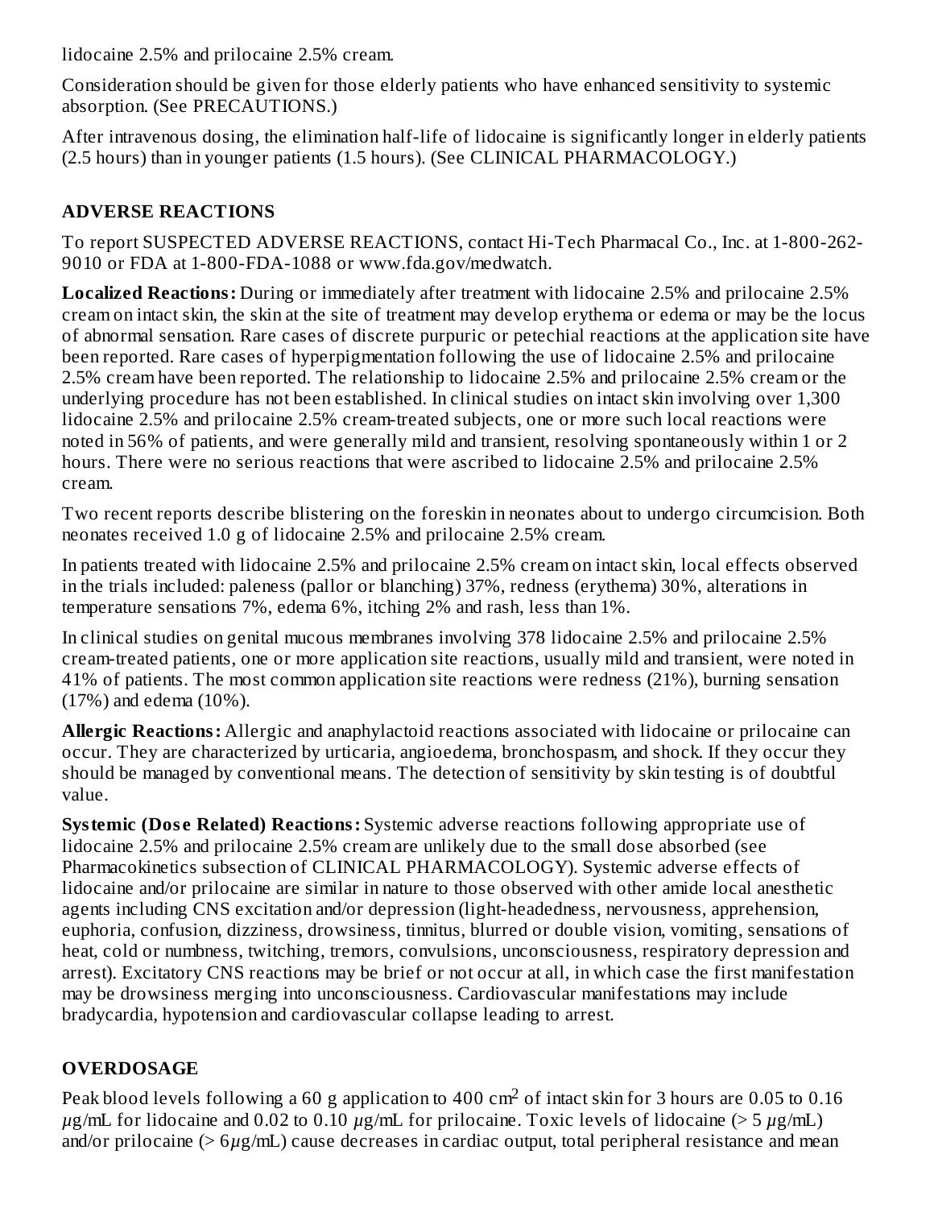lidocaine 2.5% and prilocaine 2.5% cream.

Consideration should be given for those elderly patients who have enhanced sensitivity to systemic absorption. (See PRECAUTIONS.)

After intravenous dosing, the elimination half-life of lidocaine is significantly longer in elderly patients (2.5 hours) than in younger patients (1.5 hours). (See CLINICAL PHARMACOLOGY.)

## ADVERSE REACTIONS

To report SUSPECTED ADVERSE REACTIONS, contact Hi-Tech Pharmacal Co., Inc. at 1-800-262-9010 or FDA at 1-800-FDA-1088 or www.fda.gov/medwatch.

**Localized Reactions:** During or immediately after treatment with lidocaine 2.5% and prilocaine 2.5% cream on intact skin, the skin at the site of treatment may develop erythema or edema or may be the locus of abnormal sensation. Rare cases of discrete purpuric or petechial reactions at the application site have been reported. Rare cases of hyperpigmentation following the use of lidocaine 2.5% and prilocaine 2.5% cream have been reported. The relationship to lidocaine 2.5% and prilocaine 2.5% cream or the underlying procedure has not been established. In clinical studies on intact skin involving over 1,300 lidocaine 2.5% and prilocaine 2.5% cream-treated subjects, one or more such local reactions were noted in 56% of patients, and were generally mild and transient, resolving spontaneously within 1 or 2 hours. There were no serious reactions that were ascribed to lidocaine 2.5% and prilocaine 2.5% cream.

Two recent reports describe blistering on the foreskin in neonates about to undergo circumcision. Both neonates received 1.0 g of lidocaine 2.5% and prilocaine 2.5% cream.

In patients treated with lidocaine 2.5% and prilocaine 2.5% cream on intact skin, local effects observed in the trials included: paleness (pallor or blanching) 37%, redness (erythema) 30%, alterations in temperature sensations 7%, edema 6%, itching 2% and rash, less than 1%.

In clinical studies on genital mucous membranes involving 378 lidocaine 2.5% and prilocaine 2.5% cream-treated patients, one or more application site reactions, usually mild and transient, were noted in 41% of patients. The most common application site reactions were redness (21%), burning sensation (17%) and edema (10%).

**Allergic Reactions:** Allergic and anaphylactoid reactions associated with lidocaine or prilocaine can occur. They are characterized by urticaria, angioedema, bronchospasm, and shock. If they occur they should be managed by conventional means. The detection of sensitivity by skin testing is of doubtful value.

**Systemic (Dose Related) Reactions:** Systemic adverse reactions following appropriate use of lidocaine 2.5% and prilocaine 2.5% cream are unlikely due to the small dose absorbed (see Pharmacokinetics subsection of CLINICAL PHARMACOLOGY). Systemic adverse effects of lidocaine and/or prilocaine are similar in nature to those observed with other amide local anesthetic agents including CNS excitation and/or depression (light-headedness, nervousness, apprehension, euphoria, confusion, dizziness, drowsiness, tinnitus, blurred or double vision, vomiting, sensations of heat, cold or numbness, twitching, tremors, convulsions, unconsciousness, respiratory depression and arrest). Excitatory CNS reactions may be brief or not occur at all, in which case the first manifestation may be drowsiness merging into unconsciousness. Cardiovascular manifestations may include bradycardia, hypotension and cardiovascular collapse leading to arrest.

## OVERDOSAGE

Peak blood levels following a 60 g application to 400 $cm^2$ of intact skin for 3 hours are 0.05 to 0.16 $\mu$g/mL for lidocaine and 0.02 to 0.10 $\mu$g/mL for prilocaine. Toxic levels of lidocaine (> 5 $\mu$g/mL) and/or prilocaine (> 6$\mu$g/mL) cause decreases in cardiac output, total peripheral resistance and mean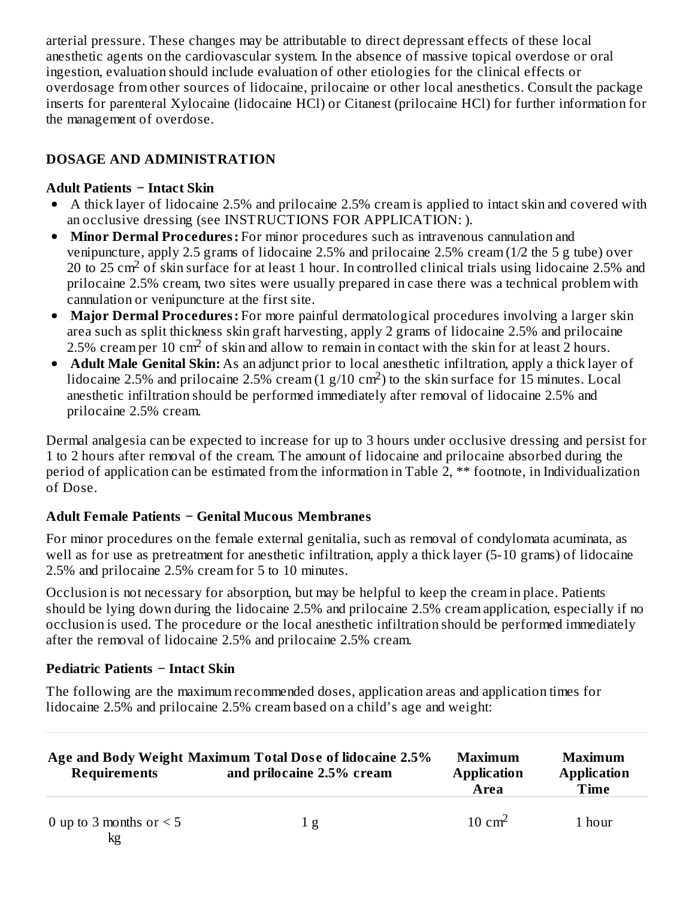arterial pressure. These changes may be attributable to direct depressant effects of these local anesthetic agents on the cardiovascular system. In the absence of massive topical overdose or oral ingestion, evaluation should include evaluation of other etiologies for the clinical effects or overdosage from other sources of lidocaine, prilocaine or other local anesthetics. Consult the package inserts for parenteral Xylocaine (lidocaine HCl) or Citanest (prilocaine HCl) for further information for the management of overdose.

## DOSAGE AND ADMINISTRATION

### Adult Patients − Intact Skin

- A thick layer of lidocaine 2.5% and prilocaine 2.5% cream is applied to intact skin and covered with an occlusive dressing (see INSTRUCTIONS FOR APPLICATION: ).
- **Minor Dermal Procedures:** For minor procedures such as intravenous cannulation and venipuncture, apply 2.5 grams of lidocaine 2.5% and prilocaine 2.5% cream (1/2 the 5 g tube) over 20 to 25 $cm^2$ of skin surface for at least 1 hour. In controlled clinical trials using lidocaine 2.5% and prilocaine 2.5% cream, two sites were usually prepared in case there was a technical problem with cannulation or venipuncture at the first site.
- **Major Dermal Procedures:** For more painful dermatological procedures involving a larger skin area such as split thickness skin graft harvesting, apply 2 grams of lidocaine 2.5% and prilocaine 2.5% cream per 10 $cm^2$ of skin and allow to remain in contact with the skin for at least 2 hours.
- **Adult Male Genital Skin:** As an adjunct prior to local anesthetic infiltration, apply a thick layer of lidocaine 2.5% and prilocaine 2.5% cream (1 g/10 $cm^2$) to the skin surface for 15 minutes. Local anesthetic infiltration should be performed immediately after removal of lidocaine 2.5% and prilocaine 2.5% cream.

Dermal analgesia can be expected to increase for up to 3 hours under occlusive dressing and persist for 1 to 2 hours after removal of the cream. The amount of lidocaine and prilocaine absorbed during the period of application can be estimated from the information in Table 2, ** footnote, in Individualization of Dose.

### Adult Female Patients − Genital Mucous Membranes

For minor procedures on the female external genitalia, such as removal of condylomata acuminata, as well as for use as pretreatment for anesthetic infiltration, apply a thick layer (5-10 grams) of lidocaine 2.5% and prilocaine 2.5% cream for 5 to 10 minutes.

Occlusion is not necessary for absorption, but may be helpful to keep the cream in place. Patients should be lying down during the lidocaine 2.5% and prilocaine 2.5% cream application, especially if no occlusion is used. The procedure or the local anesthetic infiltration should be performed immediately after the removal of lidocaine 2.5% and prilocaine 2.5% cream.

### Pediatric Patients − Intact Skin

The following are the maximum recommended doses, application areas and application times for lidocaine 2.5% and prilocaine 2.5% cream based on a child's age and weight:

| Age and Body Weight Requirements | Maximum Total Dose of lidocaine 2.5% and prilocaine 2.5% cream | Maximum Application Area | Maximum Application Time |
|---|---|---|---|
| 0 up to 3 months or < 5 kg | 1 g | 10 $cm^2$ | 1 hour |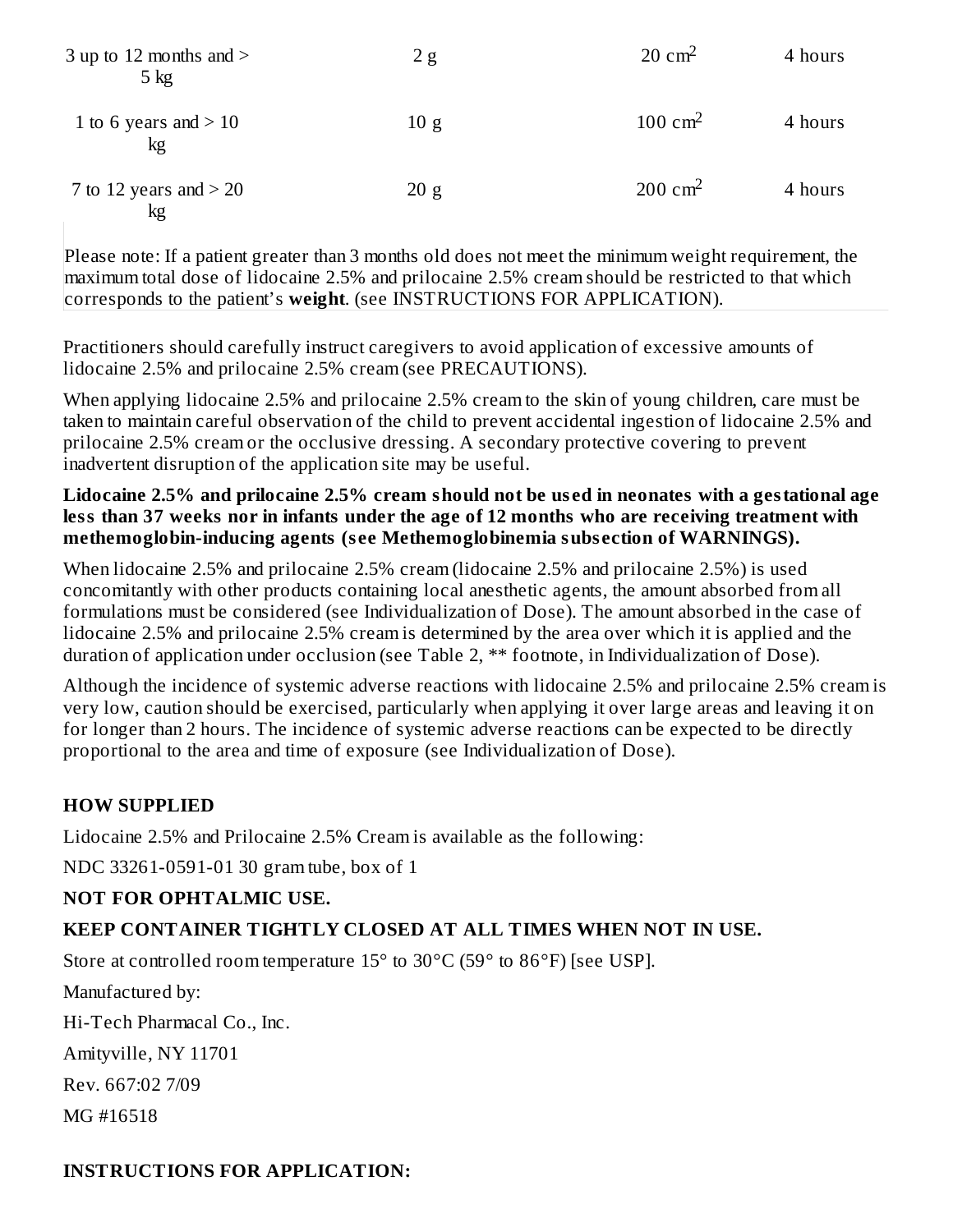| | | | |
|---|---|---|---|
| 3 up to 12 months and > 5 kg | 2 g | 20 $cm^2$ | 4 hours |
| 1 to 6 years and > 10 kg | 10 g | 100 $cm^2$ | 4 hours |
| 7 to 12 years and > 20 kg | 20 g | 200 $cm^2$ | 4 hours |

Please note: If a patient greater than 3 months old does not meet the minimum weight requirement, the maximum total dose of lidocaine 2.5% and prilocaine 2.5% cream should be restricted to that which corresponds to the patient's **weight**. (see INSTRUCTIONS FOR APPLICATION).

Practitioners should carefully instruct caregivers to avoid application of excessive amounts of lidocaine 2.5% and prilocaine 2.5% cream (see PRECAUTIONS).

When applying lidocaine 2.5% and prilocaine 2.5% cream to the skin of young children, care must be taken to maintain careful observation of the child to prevent accidental ingestion of lidocaine 2.5% and prilocaine 2.5% cream or the occlusive dressing. A secondary protective covering to prevent inadvertent disruption of the application site may be useful.

**Lidocaine 2.5% and prilocaine 2.5% cream should not be used in neonates with a gestational age less than 37 weeks nor in infants under the age of 12 months who are receiving treatment with methemoglobin-inducing agents (see Methemoglobinemia subsection of WARNINGS).**

When lidocaine 2.5% and prilocaine 2.5% cream (lidocaine 2.5% and prilocaine 2.5%) is used concomitantly with other products containing local anesthetic agents, the amount absorbed from all formulations must be considered (see Individualization of Dose). The amount absorbed in the case of lidocaine 2.5% and prilocaine 2.5% cream is determined by the area over which it is applied and the duration of application under occlusion (see Table 2, ** footnote, in Individualization of Dose).

Although the incidence of systemic adverse reactions with lidocaine 2.5% and prilocaine 2.5% cream is very low, caution should be exercised, particularly when applying it over large areas and leaving it on for longer than 2 hours. The incidence of systemic adverse reactions can be expected to be directly proportional to the area and time of exposure (see Individualization of Dose).

## HOW SUPPLIED

Lidocaine 2.5% and Prilocaine 2.5% Cream is available as the following:

NDC 33261-0591-01 30 gram tube, box of 1

**NOT FOR OPHTALMIC USE.**

**KEEP CONTAINER TIGHTLY CLOSED AT ALL TIMES WHEN NOT IN USE.**

Store at controlled room temperature 15° to 30°C (59° to 86°F) [see USP].

Manufactured by:

Hi-Tech Pharmacal Co., Inc.

Amityville, NY 11701

Rev. 667:02 7/09

MG #16518

## INSTRUCTIONS FOR APPLICATION: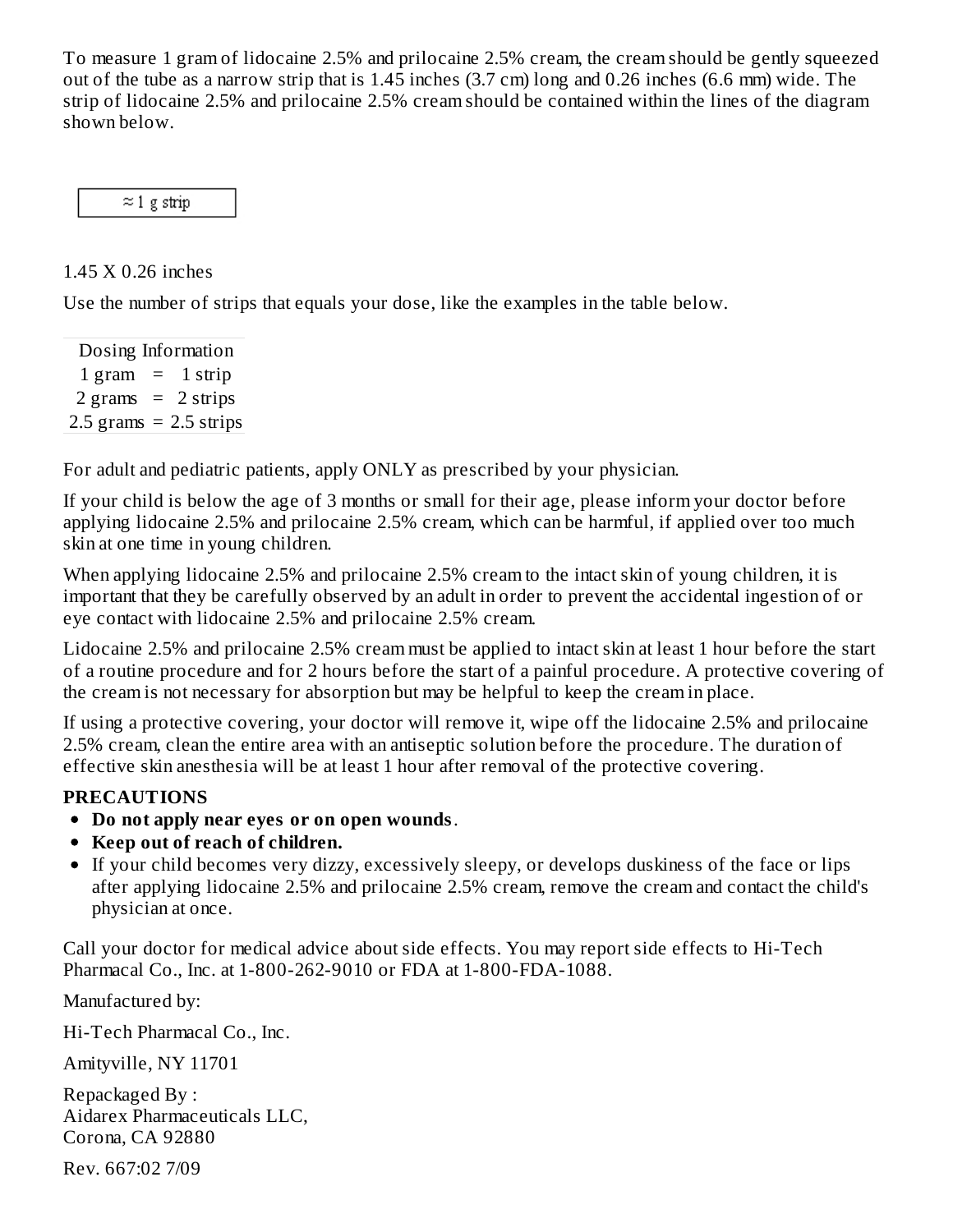To measure 1 gram of lidocaine 2.5% and prilocaine 2.5% cream, the cream should be gently squeezed out of the tube as a narrow strip that is 1.45 inches (3.7 cm) long and 0.26 inches (6.6 mm) wide. The strip of lidocaine 2.5% and prilocaine 2.5% cream should be contained within the lines of the diagram shown below.

| ≈ 1 g strip |
|---|

1.45 X 0.26 inches

Use the number of strips that equals your dose, like the examples in the table below.

| Dosing Information |
|---|
| 1 gram = 1 strip |
| 2 grams = 2 strips |
| 2.5 grams = 2.5 strips |

For adult and pediatric patients, apply ONLY as prescribed by your physician.

If your child is below the age of 3 months or small for their age, please inform your doctor before applying lidocaine 2.5% and prilocaine 2.5% cream, which can be harmful, if applied over too much skin at one time in young children.

When applying lidocaine 2.5% and prilocaine 2.5% cream to the intact skin of young children, it is important that they be carefully observed by an adult in order to prevent the accidental ingestion of or eye contact with lidocaine 2.5% and prilocaine 2.5% cream.

Lidocaine 2.5% and prilocaine 2.5% cream must be applied to intact skin at least 1 hour before the start of a routine procedure and for 2 hours before the start of a painful procedure. A protective covering of the cream is not necessary for absorption but may be helpful to keep the cream in place.

If using a protective covering, your doctor will remove it, wipe off the lidocaine 2.5% and prilocaine 2.5% cream, clean the entire area with an antiseptic solution before the procedure. The duration of effective skin anesthesia will be at least 1 hour after removal of the protective covering.

**PRECAUTIONS**

- **Do not apply near eyes or on open wounds**.
- **Keep out of reach of children.**
- If your child becomes very dizzy, excessively sleepy, or develops duskiness of the face or lips after applying lidocaine 2.5% and prilocaine 2.5% cream, remove the cream and contact the child's physician at once.

Call your doctor for medical advice about side effects. You may report side effects to Hi-Tech Pharmacal Co., Inc. at 1-800-262-9010 or FDA at 1-800-FDA-1088.

Manufactured by:

Hi-Tech Pharmacal Co., Inc.

Amityville, NY 11701

Repackaged By :
Aidarex Pharmaceuticals LLC,
Corona, CA 92880

Rev. 667:02 7/09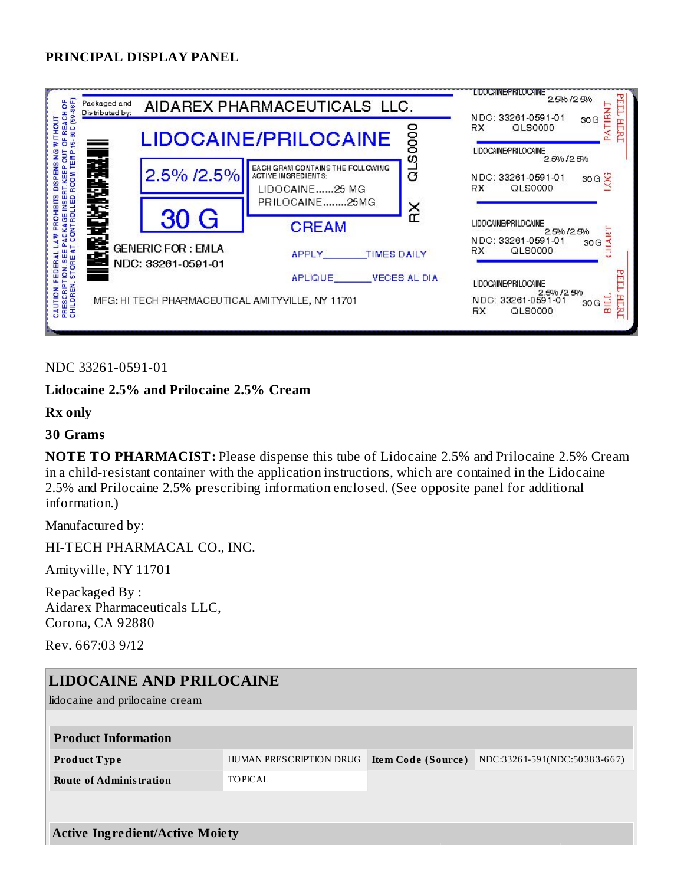## PRINCIPAL DISPLAY PANEL

CAUTION: FEDERAL LAW PROHIBITS DISPENSING WITHOUT PRESCRIPTION. SEE PACKAGE INSERT. KEEP OUT OF REACH OF CHILDREN. STORE AT CONTROLLED ROOM TEMP 15- 30C (59-86F)

Packaged and Distributed by: AIDAREX PHARMACEUTICALS LLC.

LIDOCAINE/PRILOCAINE

2.5% /2.5%

30 G

EACH GRAM CONTAINS THE FOLLOWING ACTIVE INGREDIENTS:
LIDOCAINE......25 MG
PRILOCAINE........25MG

CREAM

QLS0000

RX

GENERIC FOR : EMLA
NDC: 33261-0591-01

APPLY_______TIMES DAILY

APLIQUE_______VECES AL DIA

MFG: HI TECH PHARMACEUTICAL AMITYVILLE, NY 11701

LIDOCAINE/PRILOCAINE 2.5% /2.5%
NDC: 33261-0591-01 30 G
RX QLS0000
PATIENT FILL HERE

LIDOCAINE/PRILOCAINE 2.5% /2.5%
NDC: 33261-0591-01 30 G
RX QLS0000
LOG

LIDOCAINE/PRILOCAINE 2.5% /2.5%
NDC: 33261-0591-01 30 G
RX QLS0000
CHART

LIDOCAINE/PRILOCAINE 2.5% /2.5%
NDC: 33261-0591-01 30 G
RX QLS0000
BILL FILL HERE

NDC 33261-0591-01

**Lidocaine 2.5% and Prilocaine 2.5% Cream**

**Rx only**

**30 Grams**

**NOTE TO PHARMACIST:** Please dispense this tube of Lidocaine 2.5% and Prilocaine 2.5% Cream in a child-resistant container with the application instructions, which are contained in the Lidocaine 2.5% and Prilocaine 2.5% prescribing information enclosed. (See opposite panel for additional information.)

Manufactured by:

HI-TECH PHARMACAL CO., INC.

Amityville, NY 11701

Repackaged By :
Aidarex Pharmaceuticals LLC,
Corona, CA 92880

Rev. 667:03 9/12

## LIDOCAINE AND PRILOCAINE

lidocaine and prilocaine cream

| Product Information | | | |
|---|---|---|---|
| **Product Type** | HUMAN PRESCRIPTION DRUG | **Item Code (Source)** | NDC:33261-591(NDC:50383-667) |
| **Route of Administration** | TOPICAL | | |

| Active Ingredient/Active Moiety |
|---|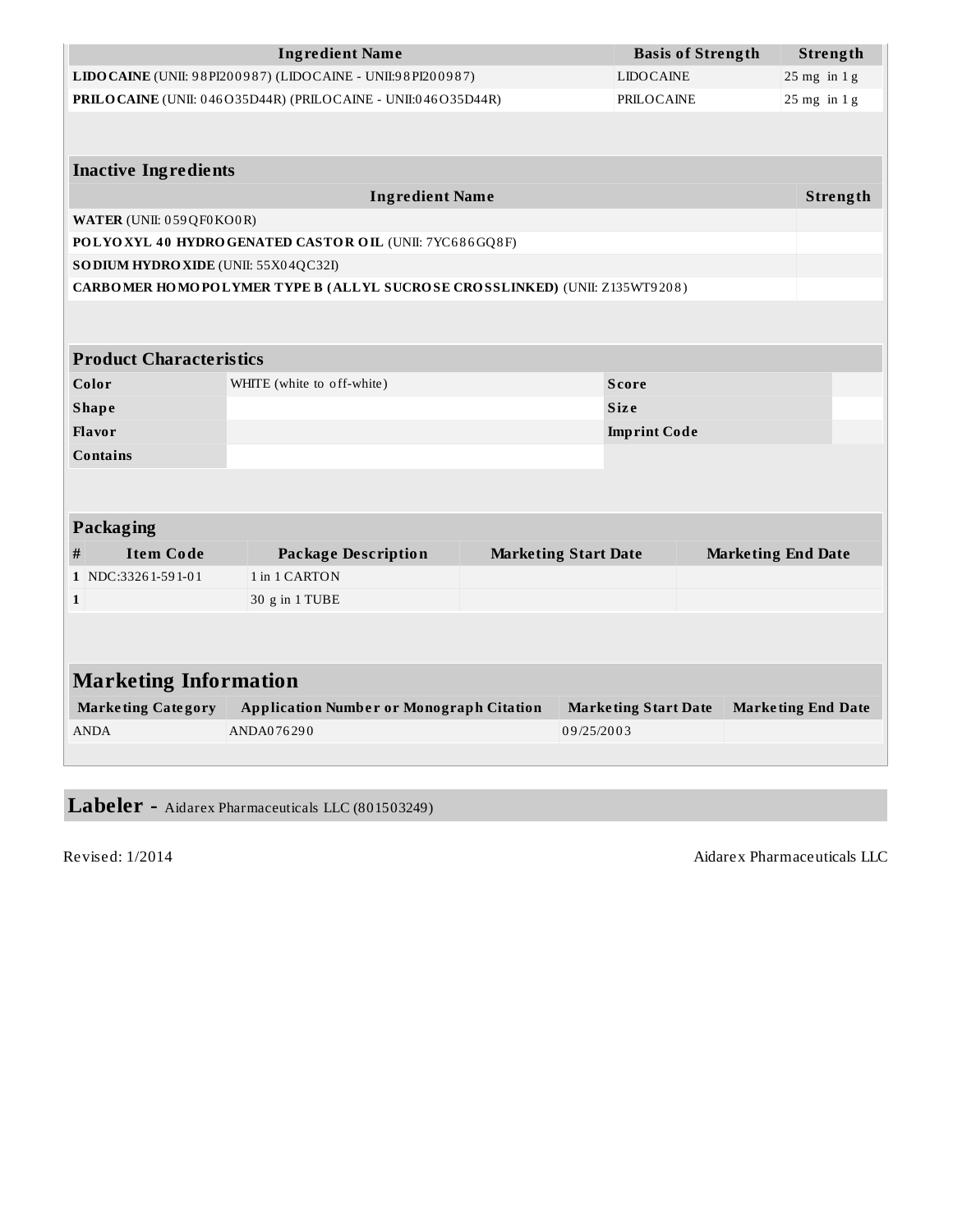| Ingredient Name | Basis of Strength | Strength |
|---|---|---|
| **LIDOCAINE** (UNII: 98PI200987) (LIDOCAINE - UNII:98PI200987) | LIDOCAINE | 25 mg in 1 g |
| **PRILOCAINE** (UNII: 046O35D44R) (PRILOCAINE - UNII:046O35D44R) | PRILOCAINE | 25 mg in 1 g |

**Inactive Ingredients**

| Ingredient Name | Strength |
|---|---|
| **WATER** (UNII: 059QF0KO0R) | |
| **POLYOXYL 40 HYDROGENATED CASTOR OIL** (UNII: 7YC686GQ8F) | |
| **SODIUM HYDROXIDE** (UNII: 55X04QC32I) | |
| **CARBOMER HOMOPOLYMER TYPE B (ALLYL SUCROSE CROSSLINKED)** (UNII: Z135WT9208) | |

**Product Characteristics**

| | | | |
|---|---|---|---|
| **Color** | WHITE (white to off-white) | **Score** | |
| **Shape** | | **Size** | |
| **Flavor** | | **Imprint Code** | |
| **Contains** | | | |

**Packaging**

| # | Item Code | Package Description | Marketing Start Date | Marketing End Date |
|---|---|---|---|---|
| 1 | NDC:33261-591-01 | 1 in 1 CARTON | | |
| 1 | | 30 g in 1 TUBE | | |

**Marketing Information**

| Marketing Category | Application Number or Monograph Citation | Marketing Start Date | Marketing End Date |
|---|---|---|---|
| ANDA | ANDA076290 | 09/25/2003 | |

**Labeler -** Aidarex Pharmaceuticals LLC (801503249)

Revised: 1/2014

Aidarex Pharmaceuticals LLC